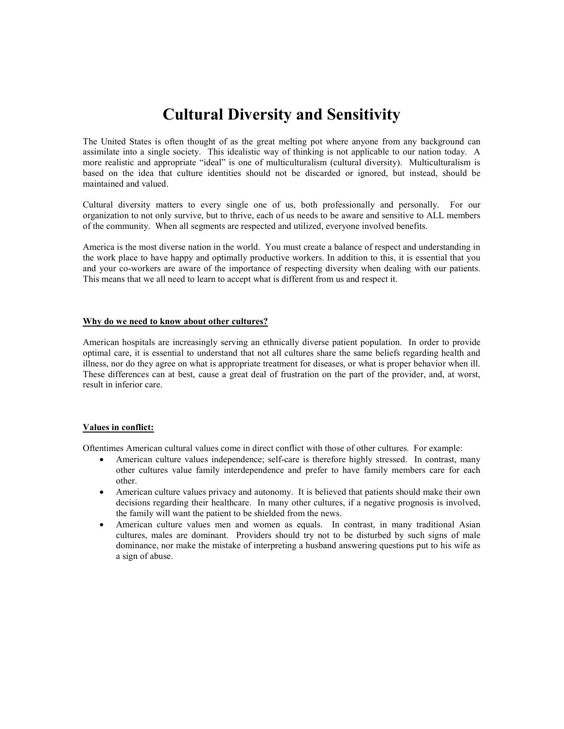# Cultural Diversity and Sensitivity

The United States is often thought of as the great melting pot where anyone from any background can assimilate into a single society. This idealistic way of thinking is not applicable to our nation today. A more realistic and appropriate "ideal" is one of multiculturalism (cultural diversity). Multiculturalism is based on the idea that culture identities should not be discarded or ignored, but instead, should be maintained and valued.

Cultural diversity matters to every single one of us, both professionally and personally. For our organization to not only survive, but to thrive, each of us needs to be aware and sensitive to ALL members of the community. When all segments are respected and utilized, everyone involved benefits.

America is the most diverse nation in the world. You must create a balance of respect and understanding in the work place to have happy and optimally productive workers. In addition to this, it is essential that you and your co-workers are aware of the importance of respecting diversity when dealing with our patients. This means that we all need to learn to accept what is different from us and respect it.

**Why do we need to know about other cultures?**

American hospitals are increasingly serving an ethnically diverse patient population. In order to provide optimal care, it is essential to understand that not all cultures share the same beliefs regarding health and illness, nor do they agree on what is appropriate treatment for diseases, or what is proper behavior when ill. These differences can at best, cause a great deal of frustration on the part of the provider, and, at worst, result in inferior care.

**Values in conflict:**

Oftentimes American cultural values come in direct conflict with those of other cultures. For example:

- American culture values independence; self-care is therefore highly stressed. In contrast, many other cultures value family interdependence and prefer to have family members care for each other.
- American culture values privacy and autonomy. It is believed that patients should make their own decisions regarding their healthcare. In many other cultures, if a negative prognosis is involved, the family will want the patient to be shielded from the news.
- American culture values men and women as equals. In contrast, in many traditional Asian cultures, males are dominant. Providers should try not to be disturbed by such signs of male dominance, nor make the mistake of interpreting a husband answering questions put to his wife as a sign of abuse.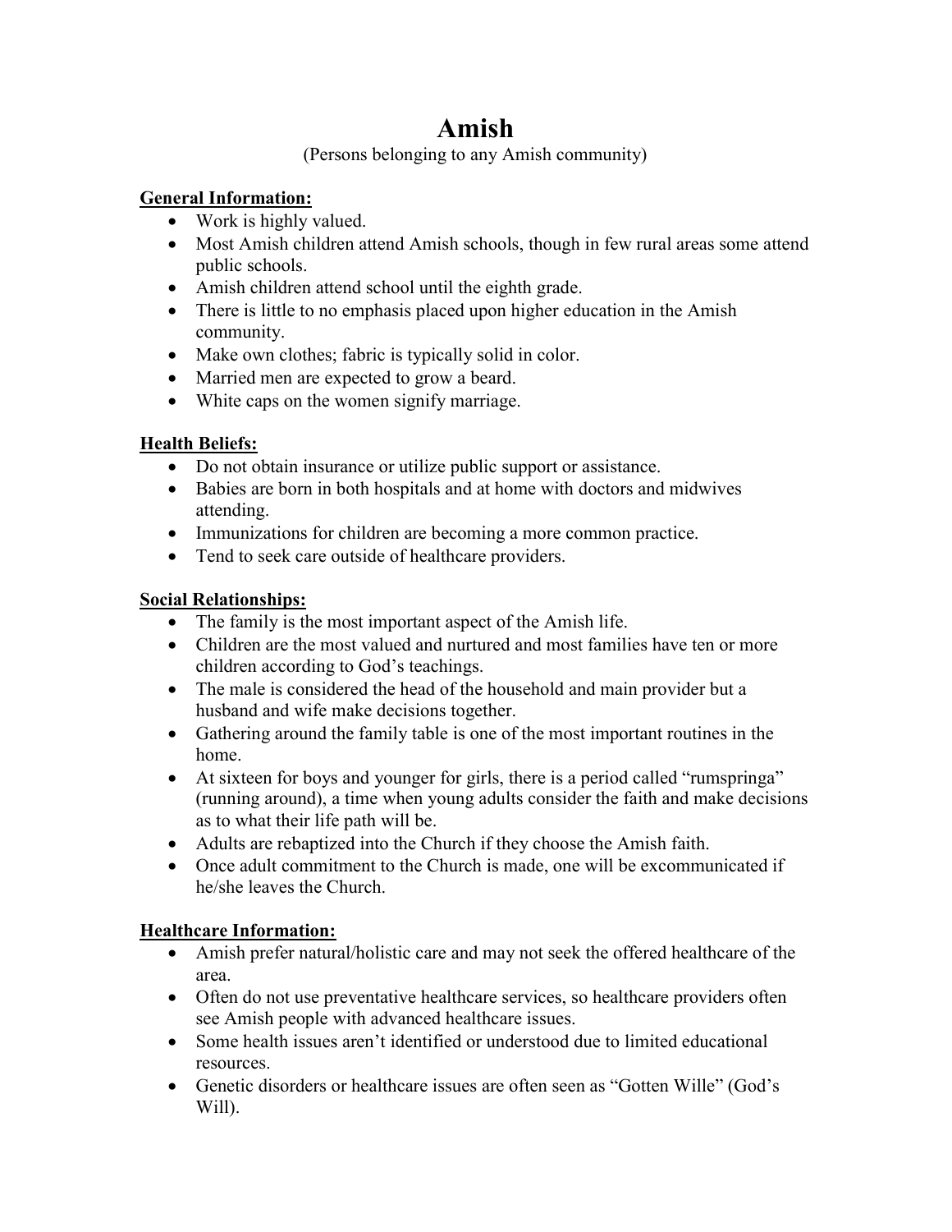# Amish

(Persons belonging to any Amish community)

**General Information:**

- Work is highly valued.
- Most Amish children attend Amish schools, though in few rural areas some attend public schools.
- Amish children attend school until the eighth grade.
- There is little to no emphasis placed upon higher education in the Amish community.
- Make own clothes; fabric is typically solid in color.
- Married men are expected to grow a beard.
- White caps on the women signify marriage.

**Health Beliefs:**

- Do not obtain insurance or utilize public support or assistance.
- Babies are born in both hospitals and at home with doctors and midwives attending.
- Immunizations for children are becoming a more common practice.
- Tend to seek care outside of healthcare providers.

**Social Relationships:**

- The family is the most important aspect of the Amish life.
- Children are the most valued and nurtured and most families have ten or more children according to God's teachings.
- The male is considered the head of the household and main provider but a husband and wife make decisions together.
- Gathering around the family table is one of the most important routines in the home.
- At sixteen for boys and younger for girls, there is a period called "rumspringa" (running around), a time when young adults consider the faith and make decisions as to what their life path will be.
- Adults are rebaptized into the Church if they choose the Amish faith.
- Once adult commitment to the Church is made, one will be excommunicated if he/she leaves the Church.

**Healthcare Information:**

- Amish prefer natural/holistic care and may not seek the offered healthcare of the area.
- Often do not use preventative healthcare services, so healthcare providers often see Amish people with advanced healthcare issues.
- Some health issues aren't identified or understood due to limited educational resources.
- Genetic disorders or healthcare issues are often seen as "Gotten Wille" (God's Will).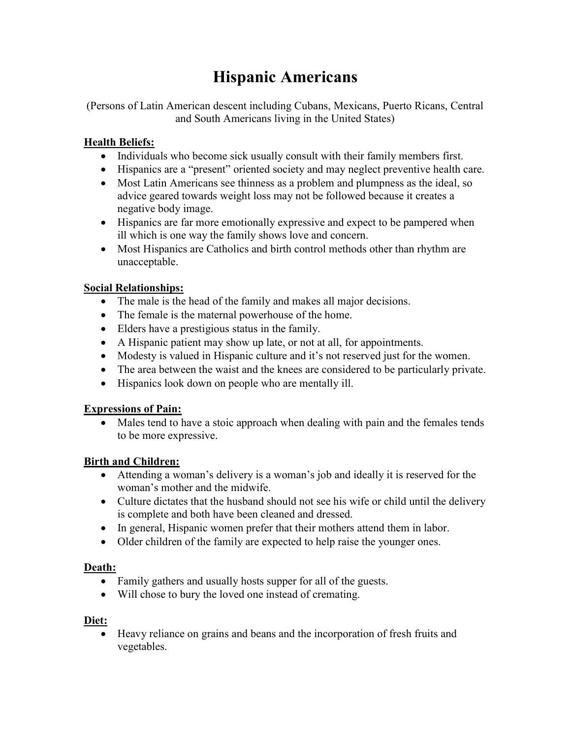# Hispanic Americans

(Persons of Latin American descent including Cubans, Mexicans, Puerto Ricans, Central and South Americans living in the United States)

**Health Beliefs:**

- Individuals who become sick usually consult with their family members first.
- Hispanics are a "present" oriented society and may neglect preventive health care.
- Most Latin Americans see thinness as a problem and plumpness as the ideal, so advice geared towards weight loss may not be followed because it creates a negative body image.
- Hispanics are far more emotionally expressive and expect to be pampered when ill which is one way the family shows love and concern.
- Most Hispanics are Catholics and birth control methods other than rhythm are unacceptable.

**Social Relationships:**

- The male is the head of the family and makes all major decisions.
- The female is the maternal powerhouse of the home.
- Elders have a prestigious status in the family.
- A Hispanic patient may show up late, or not at all, for appointments.
- Modesty is valued in Hispanic culture and it's not reserved just for the women.
- The area between the waist and the knees are considered to be particularly private.
- Hispanics look down on people who are mentally ill.

**Expressions of Pain:**

- Males tend to have a stoic approach when dealing with pain and the females tends to be more expressive.

**Birth and Children:**

- Attending a woman's delivery is a woman's job and ideally it is reserved for the woman's mother and the midwife.
- Culture dictates that the husband should not see his wife or child until the delivery is complete and both have been cleaned and dressed.
- In general, Hispanic women prefer that their mothers attend them in labor.
- Older children of the family are expected to help raise the younger ones.

**Death:**

- Family gathers and usually hosts supper for all of the guests.
- Will chose to bury the loved one instead of cremating.

**Diet:**

- Heavy reliance on grains and beans and the incorporation of fresh fruits and vegetables.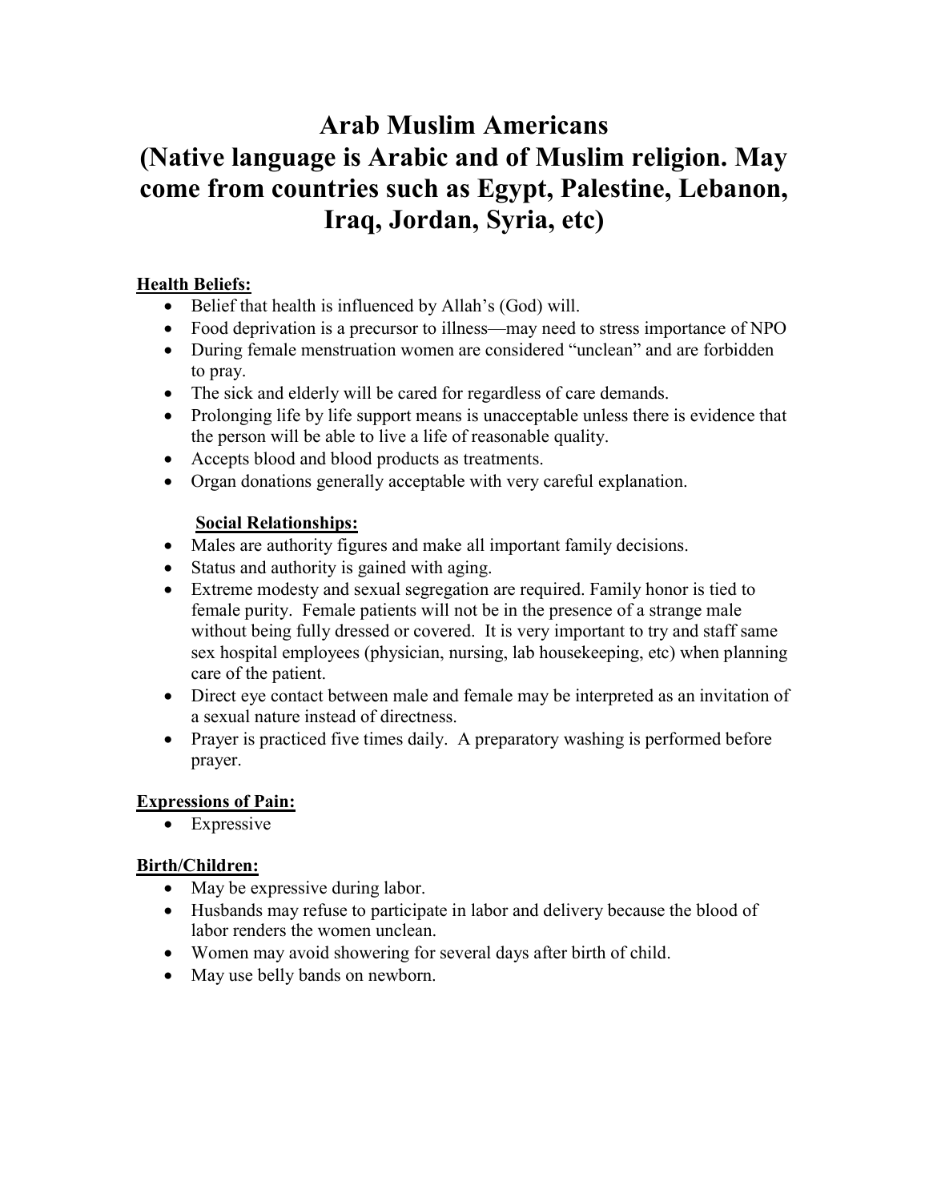# Arab Muslim Americans
# (Native language is Arabic and of Muslim religion. May come from countries such as Egypt, Palestine, Lebanon, Iraq, Jordan, Syria, etc)

**Health Beliefs:**

- Belief that health is influenced by Allah's (God) will.
- Food deprivation is a precursor to illness—may need to stress importance of NPO
- During female menstruation women are considered "unclean" and are forbidden to pray.
- The sick and elderly will be cared for regardless of care demands.
- Prolonging life by life support means is unacceptable unless there is evidence that the person will be able to live a life of reasonable quality.
- Accepts blood and blood products as treatments.
- Organ donations generally acceptable with very careful explanation.

**Social Relationships:**

- Males are authority figures and make all important family decisions.
- Status and authority is gained with aging.
- Extreme modesty and sexual segregation are required. Family honor is tied to female purity. Female patients will not be in the presence of a strange male without being fully dressed or covered. It is very important to try and staff same sex hospital employees (physician, nursing, lab housekeeping, etc) when planning care of the patient.
- Direct eye contact between male and female may be interpreted as an invitation of a sexual nature instead of directness.
- Prayer is practiced five times daily. A preparatory washing is performed before prayer.

**Expressions of Pain:**

- Expressive

**Birth/Children:**

- May be expressive during labor.
- Husbands may refuse to participate in labor and delivery because the blood of labor renders the women unclean.
- Women may avoid showering for several days after birth of child.
- May use belly bands on newborn.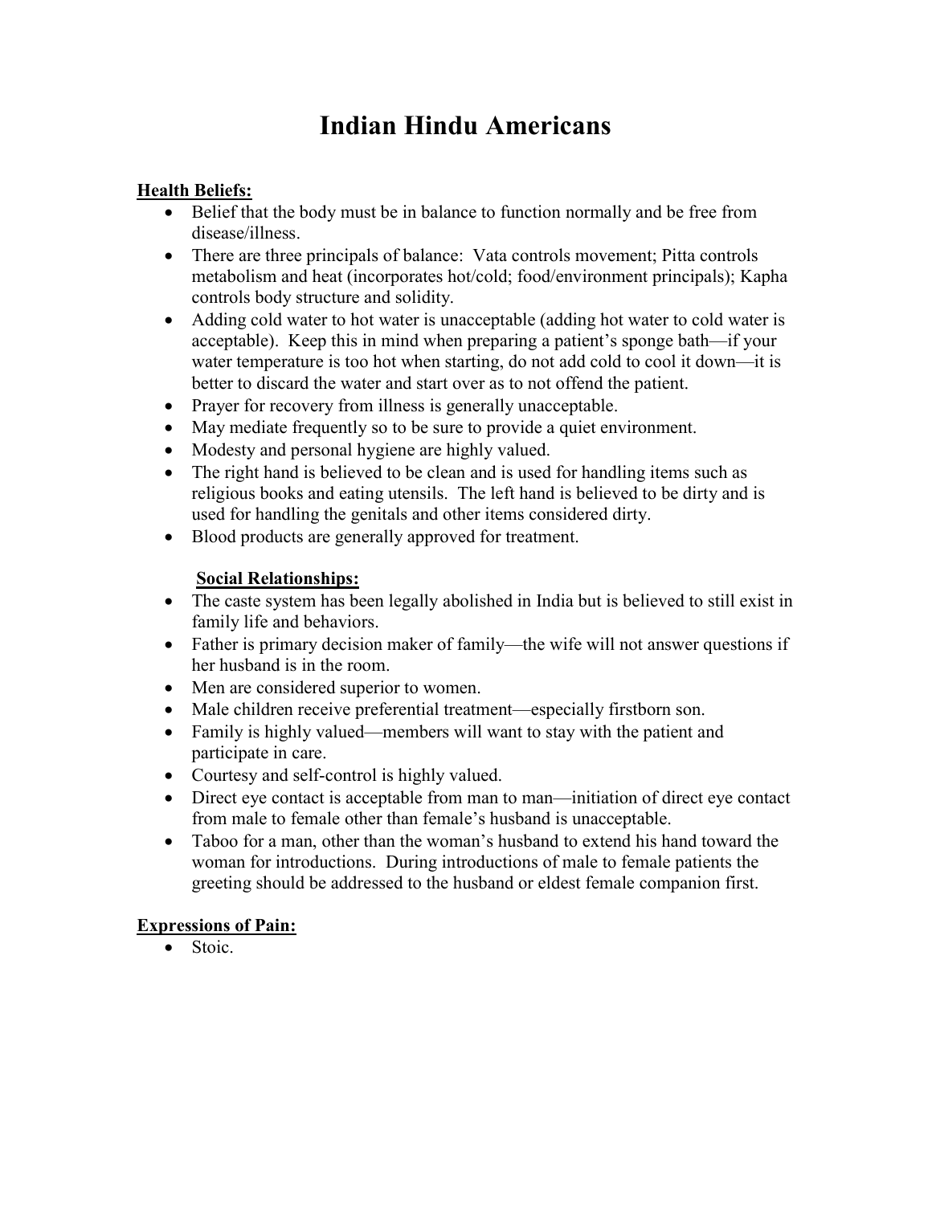# Indian Hindu Americans

**Health Beliefs:**

- Belief that the body must be in balance to function normally and be free from disease/illness.
- There are three principals of balance: Vata controls movement; Pitta controls metabolism and heat (incorporates hot/cold; food/environment principals); Kapha controls body structure and solidity.
- Adding cold water to hot water is unacceptable (adding hot water to cold water is acceptable). Keep this in mind when preparing a patient's sponge bath—if your water temperature is too hot when starting, do not add cold to cool it down—it is better to discard the water and start over as to not offend the patient.
- Prayer for recovery from illness is generally unacceptable.
- May mediate frequently so to be sure to provide a quiet environment.
- Modesty and personal hygiene are highly valued.
- The right hand is believed to be clean and is used for handling items such as religious books and eating utensils. The left hand is believed to be dirty and is used for handling the genitals and other items considered dirty.
- Blood products are generally approved for treatment.

**Social Relationships:**

- The caste system has been legally abolished in India but is believed to still exist in family life and behaviors.
- Father is primary decision maker of family—the wife will not answer questions if her husband is in the room.
- Men are considered superior to women.
- Male children receive preferential treatment—especially firstborn son.
- Family is highly valued—members will want to stay with the patient and participate in care.
- Courtesy and self-control is highly valued.
- Direct eye contact is acceptable from man to man—initiation of direct eye contact from male to female other than female's husband is unacceptable.
- Taboo for a man, other than the woman's husband to extend his hand toward the woman for introductions. During introductions of male to female patients the greeting should be addressed to the husband or eldest female companion first.

**Expressions of Pain:**

- Stoic.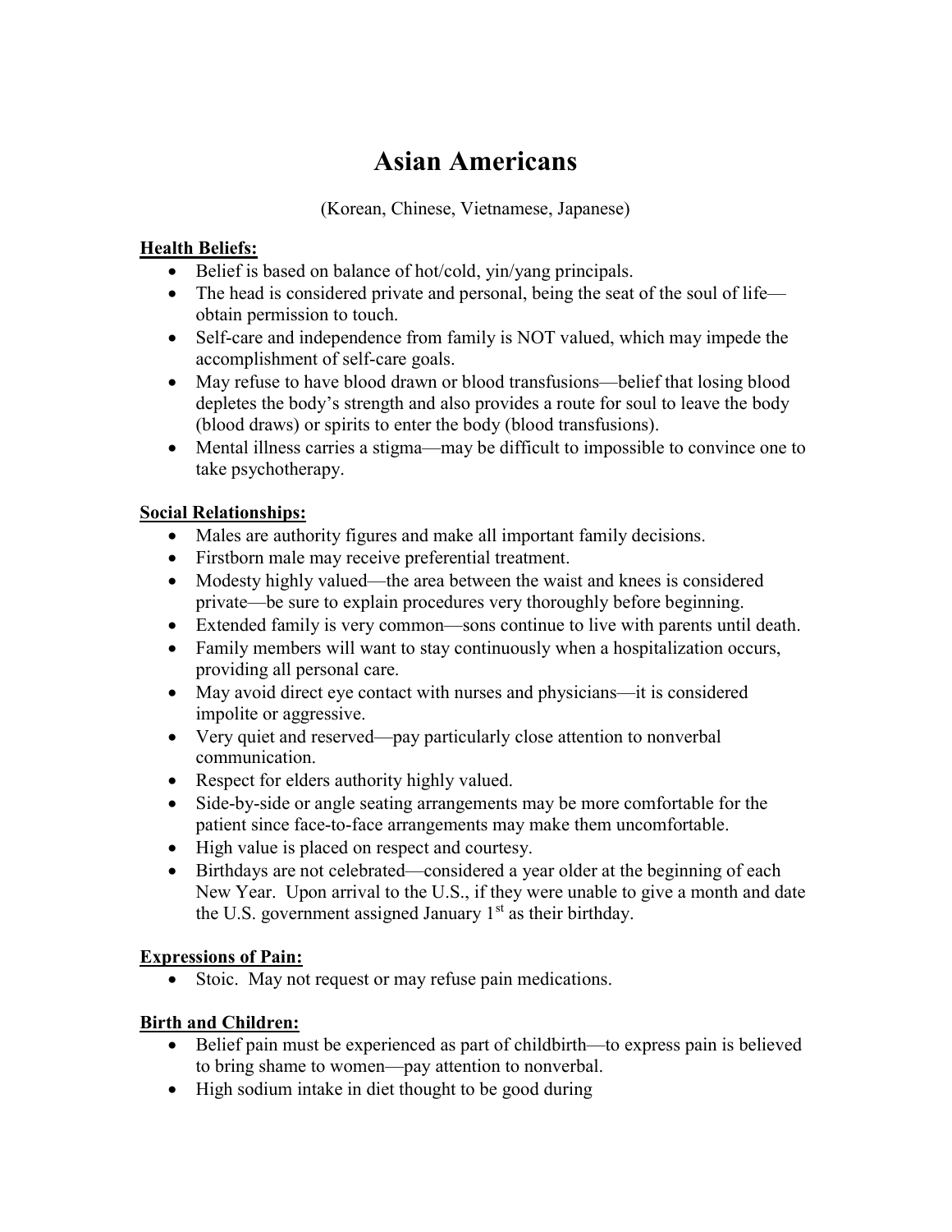# Asian Americans

(Korean, Chinese, Vietnamese, Japanese)

**Health Beliefs:**

- Belief is based on balance of hot/cold, yin/yang principals.
- The head is considered private and personal, being the seat of the soul of life—obtain permission to touch.
- Self-care and independence from family is NOT valued, which may impede the accomplishment of self-care goals.
- May refuse to have blood drawn or blood transfusions—belief that losing blood depletes the body's strength and also provides a route for soul to leave the body (blood draws) or spirits to enter the body (blood transfusions).
- Mental illness carries a stigma—may be difficult to impossible to convince one to take psychotherapy.

**Social Relationships:**

- Males are authority figures and make all important family decisions.
- Firstborn male may receive preferential treatment.
- Modesty highly valued—the area between the waist and knees is considered private—be sure to explain procedures very thoroughly before beginning.
- Extended family is very common—sons continue to live with parents until death.
- Family members will want to stay continuously when a hospitalization occurs, providing all personal care.
- May avoid direct eye contact with nurses and physicians—it is considered impolite or aggressive.
- Very quiet and reserved—pay particularly close attention to nonverbal communication.
- Respect for elders authority highly valued.
- Side-by-side or angle seating arrangements may be more comfortable for the patient since face-to-face arrangements may make them uncomfortable.
- High value is placed on respect and courtesy.
- Birthdays are not celebrated—considered a year older at the beginning of each New Year. Upon arrival to the U.S., if they were unable to give a month and date the U.S. government assigned January 1st as their birthday.

**Expressions of Pain:**

- Stoic. May not request or may refuse pain medications.

**Birth and Children:**

- Belief pain must be experienced as part of childbirth—to express pain is believed to bring shame to women—pay attention to nonverbal.
- High sodium intake in diet thought to be good during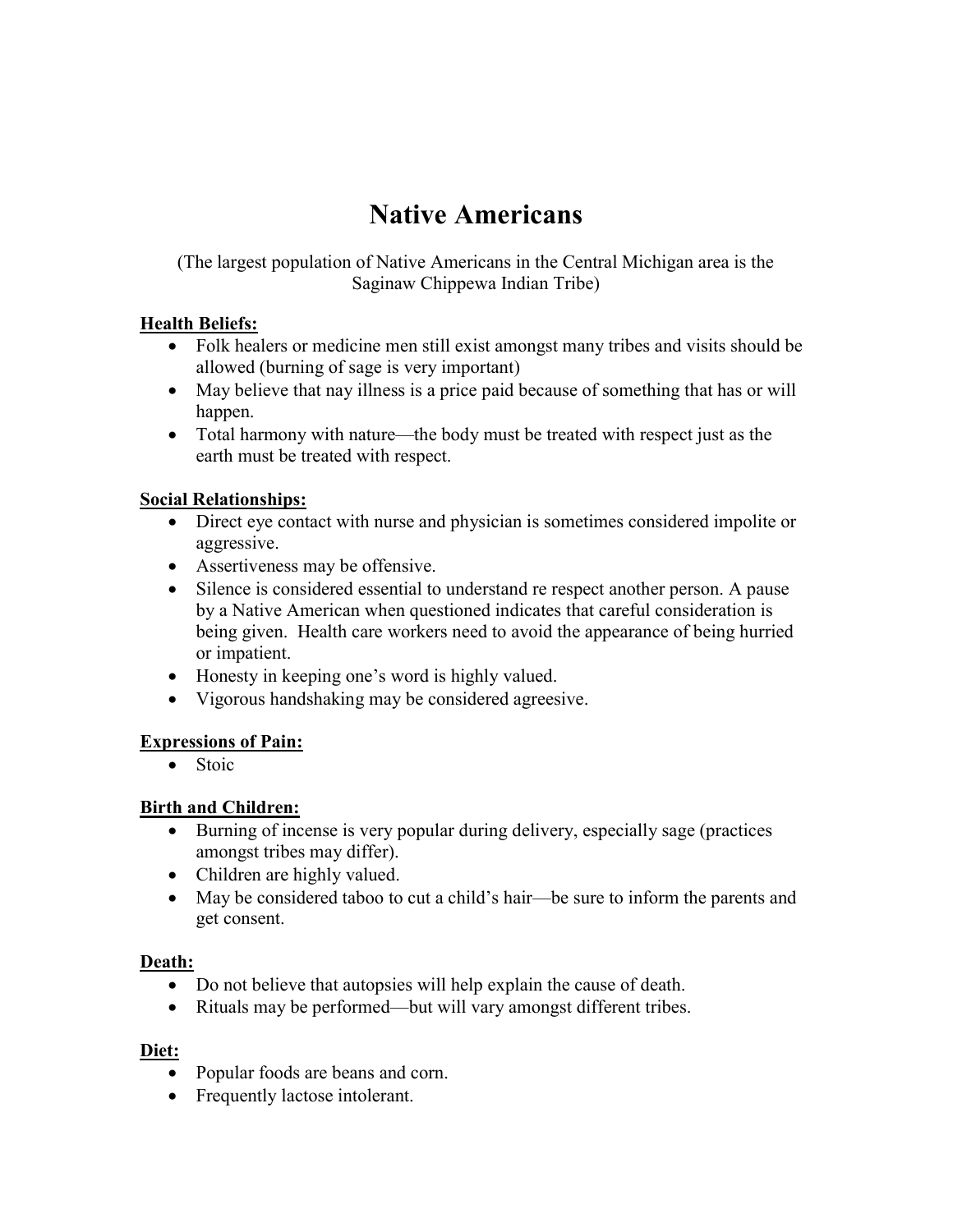# Native Americans

(The largest population of Native Americans in the Central Michigan area is the Saginaw Chippewa Indian Tribe)

**Health Beliefs:**

- Folk healers or medicine men still exist amongst many tribes and visits should be allowed (burning of sage is very important)
- May believe that nay illness is a price paid because of something that has or will happen.
- Total harmony with nature—the body must be treated with respect just as the earth must be treated with respect.

**Social Relationships:**

- Direct eye contact with nurse and physician is sometimes considered impolite or aggressive.
- Assertiveness may be offensive.
- Silence is considered essential to understand re respect another person. A pause by a Native American when questioned indicates that careful consideration is being given. Health care workers need to avoid the appearance of being hurried or impatient.
- Honesty in keeping one's word is highly valued.
- Vigorous handshaking may be considered agreesive.

**Expressions of Pain:**

- Stoic

**Birth and Children:**

- Burning of incense is very popular during delivery, especially sage (practices amongst tribes may differ).
- Children are highly valued.
- May be considered taboo to cut a child's hair—be sure to inform the parents and get consent.

**Death:**

- Do not believe that autopsies will help explain the cause of death.
- Rituals may be performed—but will vary amongst different tribes.

**Diet:**

- Popular foods are beans and corn.
- Frequently lactose intolerant.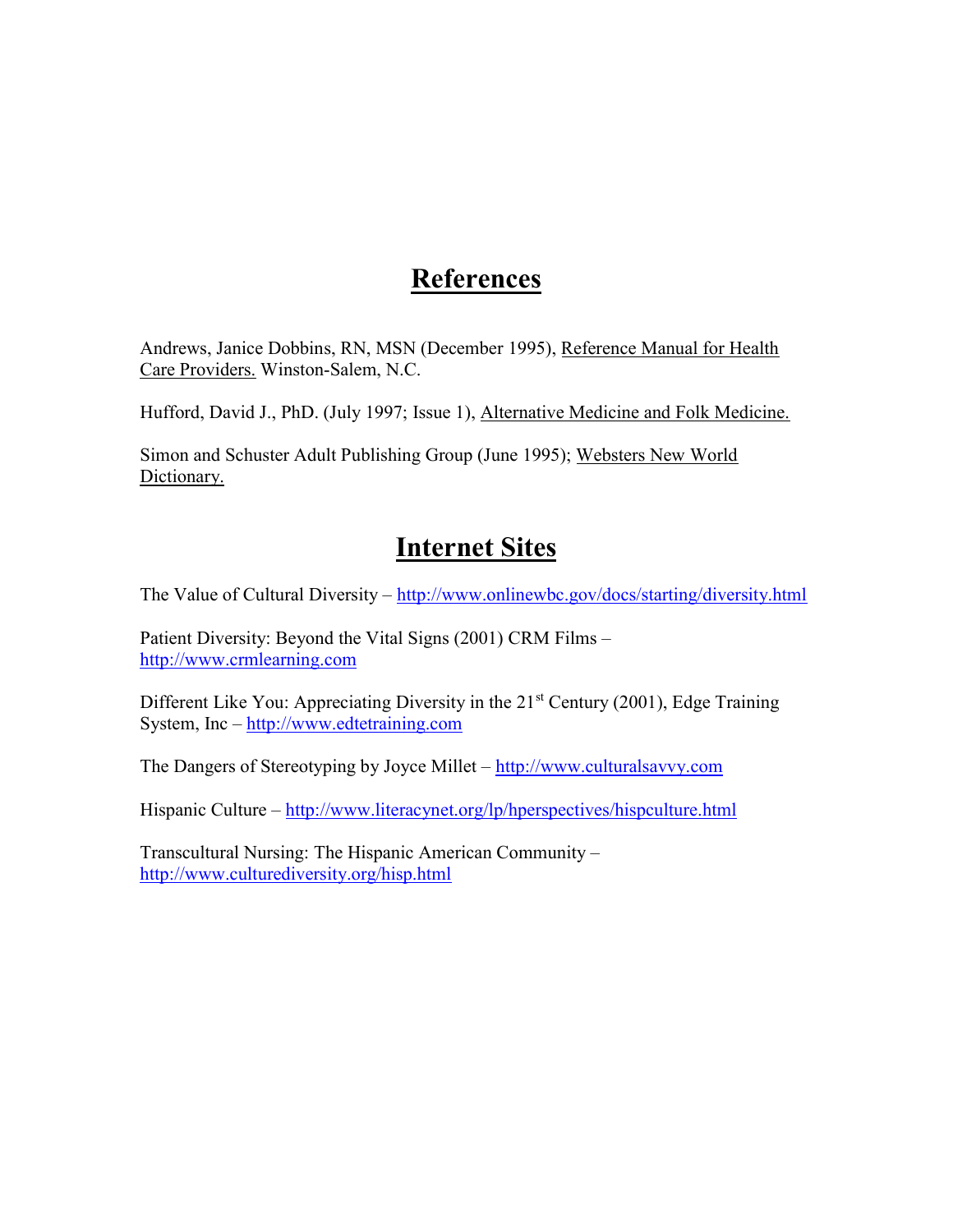# References

Andrews, Janice Dobbins, RN, MSN (December 1995), Reference Manual for Health Care Providers. Winston-Salem, N.C.

Hufford, David J., PhD. (July 1997; Issue 1), Alternative Medicine and Folk Medicine.

Simon and Schuster Adult Publishing Group (June 1995); Websters New World Dictionary.

# Internet Sites

The Value of Cultural Diversity – http://www.onlinewbc.gov/docs/starting/diversity.html

Patient Diversity: Beyond the Vital Signs (2001) CRM Films – http://www.crmlearning.com

Different Like You: Appreciating Diversity in the 21st Century (2001), Edge Training System, Inc – http://www.edtetraining.com

The Dangers of Stereotyping by Joyce Millet – http://www.culturalsavvy.com

Hispanic Culture – http://www.literacynet.org/lp/hperspectives/hispculture.html

Transcultural Nursing: The Hispanic American Community – http://www.culturediversity.org/hisp.html